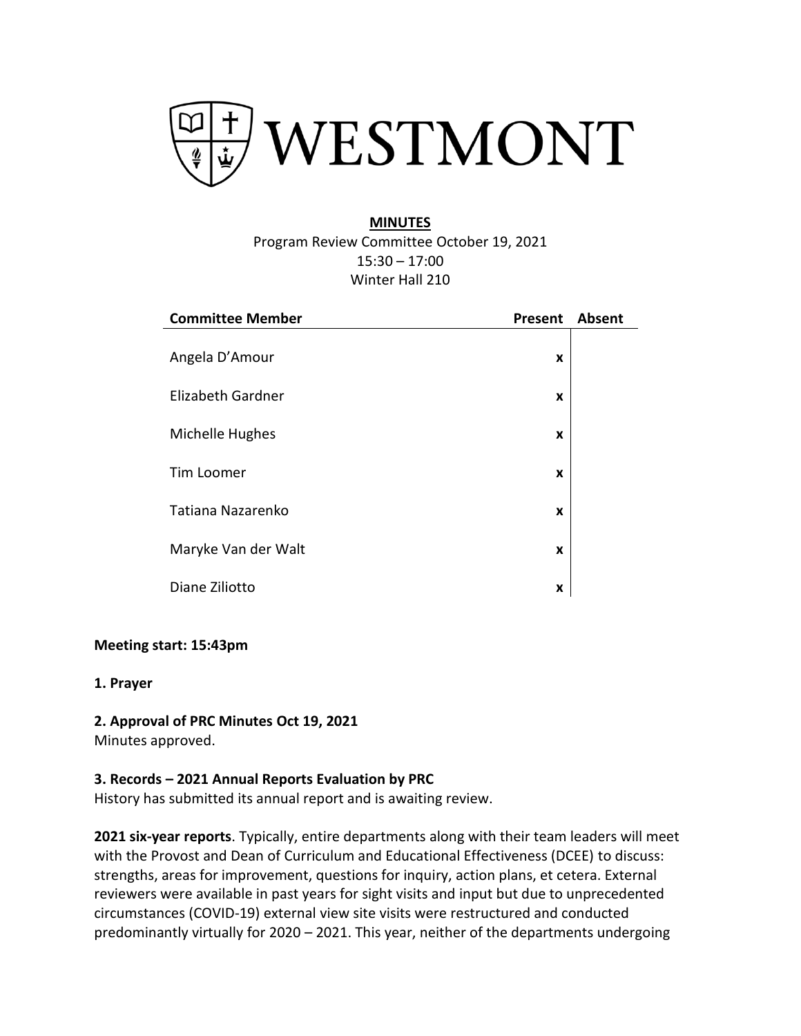# WESTMONT

**MINUTES**

Program Review Committee October 19, 2021
15:30 – 17:00
Winter Hall 210

| Committee Member | Present | Absent |
|---|---|---|
| Angela D'Amour | x | |
| Elizabeth Gardner | x | |
| Michelle Hughes | x | |
| Tim Loomer | x | |
| Tatiana Nazarenko | x | |
| Maryke Van der Walt | x | |
| Diane Ziliotto | x | |

**Meeting start: 15:43pm**

**1. Prayer**

**2. Approval of PRC Minutes Oct 19, 2021**

Minutes approved.

**3. Records – 2021 Annual Reports Evaluation by PRC**

History has submitted its annual report and is awaiting review.

**2021 six-year reports**. Typically, entire departments along with their team leaders will meet with the Provost and Dean of Curriculum and Educational Effectiveness (DCEE) to discuss: strengths, areas for improvement, questions for inquiry, action plans, et cetera. External reviewers were available in past years for sight visits and input but due to unprecedented circumstances (COVID-19) external view site visits were restructured and conducted predominantly virtually for 2020 – 2021. This year, neither of the departments undergoing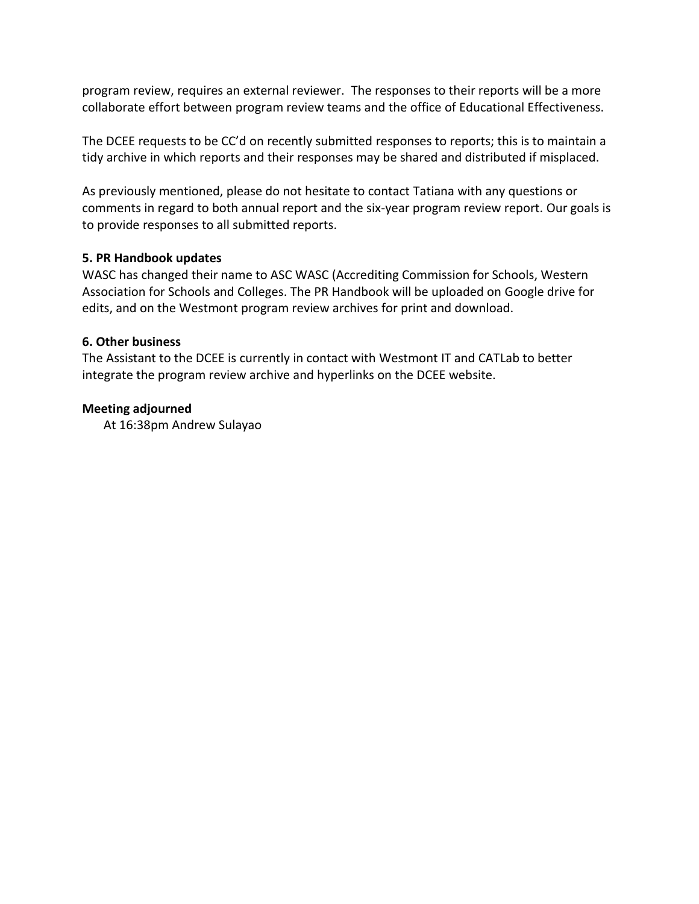program review, requires an external reviewer. The responses to their reports will be a more collaborate effort between program review teams and the office of Educational Effectiveness.

The DCEE requests to be CC'd on recently submitted responses to reports; this is to maintain a tidy archive in which reports and their responses may be shared and distributed if misplaced.

As previously mentioned, please do not hesitate to contact Tatiana with any questions or comments in regard to both annual report and the six-year program review report. Our goals is to provide responses to all submitted reports.

**5. PR Handbook updates**

WASC has changed their name to ASC WASC (Accrediting Commission for Schools, Western Association for Schools and Colleges. The PR Handbook will be uploaded on Google drive for edits, and on the Westmont program review archives for print and download.

**6. Other business**

The Assistant to the DCEE is currently in contact with Westmont IT and CATLab to better integrate the program review archive and hyperlinks on the DCEE website.

**Meeting adjourned**

At 16:38pm Andrew Sulayao